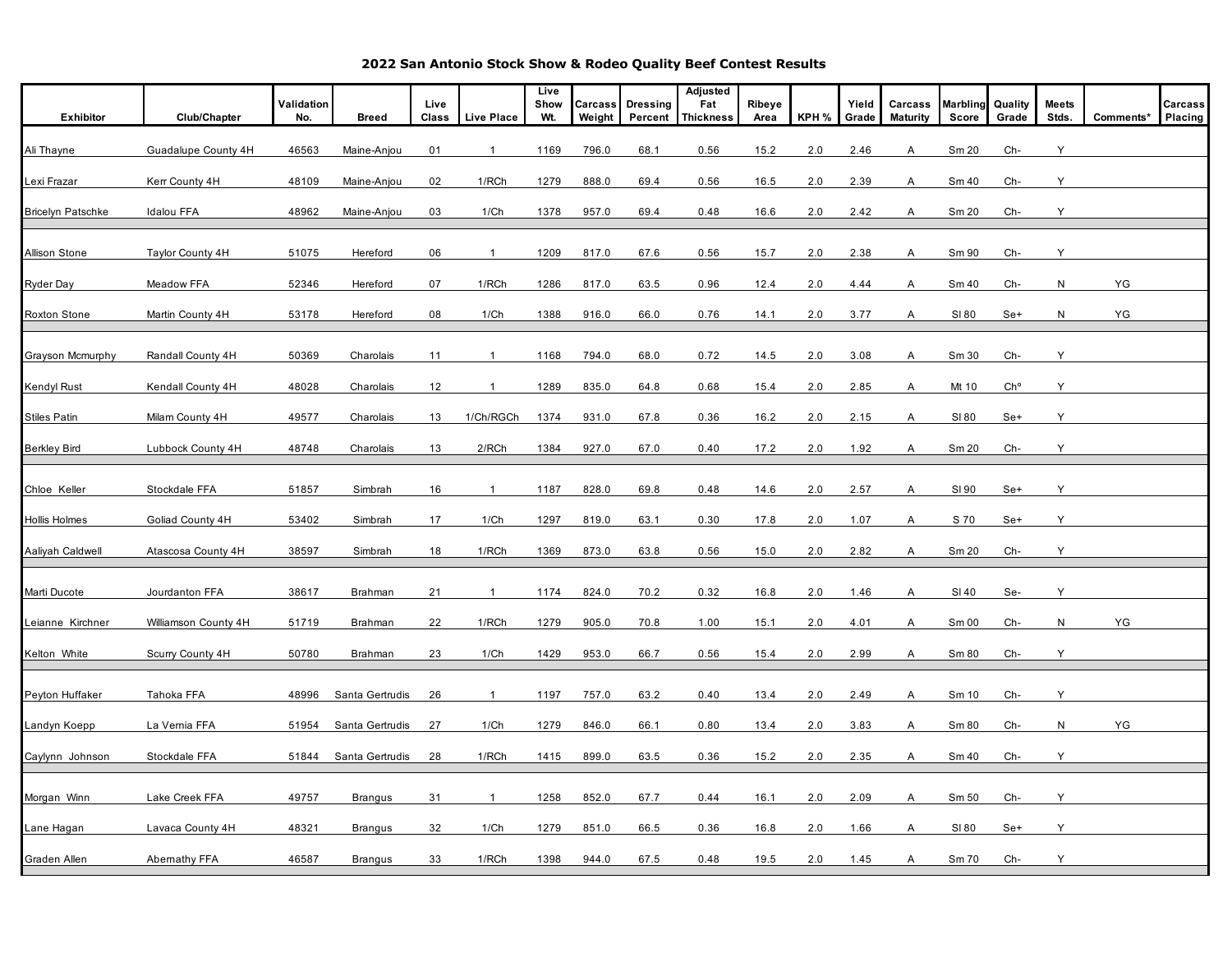# 2022 San Antonio Stock Show & Rodeo Quality Beef Contest Results

| Exhibitor | Club/Chapter | Validation No. | Breed | Live Class | Live Place | Live Show Wt. | Carcass Weight | Dressing Percent | Adjusted Fat Thickness | Ribeye Area | KPH % | Yield Grade | Carcass Maturity | Marbling Score | Quality Grade | Meets Stds. | Comments* | Carcass Placing |
|---|---|---|---|---|---|---|---|---|---|---|---|---|---|---|---|---|---|---|
| Ali Thayne | Guadalupe County 4H | 46563 | Maine-Anjou | 01 | 1 | 1169 | 796.0 | 68.1 | 0.56 | 15.2 | 2.0 | 2.46 | A | Sm 20 | Ch- | Y | | |
| Lexi Frazar | Kerr County 4H | 48109 | Maine-Anjou | 02 | 1/RCh | 1279 | 888.0 | 69.4 | 0.56 | 16.5 | 2.0 | 2.39 | A | Sm 40 | Ch- | Y | | |
| Bricelyn Patschke | Idalou FFA | 48962 | Maine-Anjou | 03 | 1/Ch | 1378 | 957.0 | 69.4 | 0.48 | 16.6 | 2.0 | 2.42 | A | Sm 20 | Ch- | Y | | |
| Allison Stone | Taylor County 4H | 51075 | Hereford | 06 | 1 | 1209 | 817.0 | 67.6 | 0.56 | 15.7 | 2.0 | 2.38 | A | Sm 90 | Ch- | Y | | |
| Ryder Day | Meadow FFA | 52346 | Hereford | 07 | 1/RCh | 1286 | 817.0 | 63.5 | 0.96 | 12.4 | 2.0 | 4.44 | A | Sm 40 | Ch- | N | YG | |
| Roxton Stone | Martin County 4H | 53178 | Hereford | 08 | 1/Ch | 1388 | 916.0 | 66.0 | 0.76 | 14.1 | 2.0 | 3.77 | A | Sl 80 | Se+ | N | YG | |
| Grayson Mcmurphy | Randall County 4H | 50369 | Charolais | 11 | 1 | 1168 | 794.0 | 68.0 | 0.72 | 14.5 | 2.0 | 3.08 | A | Sm 30 | Ch- | Y | | |
| Kendyl Rust | Kendall County 4H | 48028 | Charolais | 12 | 1 | 1289 | 835.0 | 64.8 | 0.68 | 15.4 | 2.0 | 2.85 | A | Mt 10 | Ch° | Y | | |
| Stiles Patin | Milam County 4H | 49577 | Charolais | 13 | 1/Ch/RGCh | 1374 | 931.0 | 67.8 | 0.36 | 16.2 | 2.0 | 2.15 | A | Sl 80 | Se+ | Y | | |
| Berkley Bird | Lubbock County 4H | 48748 | Charolais | 13 | 2/RCh | 1384 | 927.0 | 67.0 | 0.40 | 17.2 | 2.0 | 1.92 | A | Sm 20 | Ch- | Y | | |
| Chloe Keller | Stockdale FFA | 51857 | Simbrah | 16 | 1 | 1187 | 828.0 | 69.8 | 0.48 | 14.6 | 2.0 | 2.57 | A | Sl 90 | Se+ | Y | | |
| Hollis Holmes | Goliad County 4H | 53402 | Simbrah | 17 | 1/Ch | 1297 | 819.0 | 63.1 | 0.30 | 17.8 | 2.0 | 1.07 | A | S 70 | Se+ | Y | | |
| Aaliyah Caldwell | Atascosa County 4H | 38597 | Simbrah | 18 | 1/RCh | 1369 | 873.0 | 63.8 | 0.56 | 15.0 | 2.0 | 2.82 | A | Sm 20 | Ch- | Y | | |
| Marti Ducote | Jourdanton FFA | 38617 | Brahman | 21 | 1 | 1174 | 824.0 | 70.2 | 0.32 | 16.8 | 2.0 | 1.46 | A | Sl 40 | Se- | Y | | |
| Leianne Kirchner | Williamson County 4H | 51719 | Brahman | 22 | 1/RCh | 1279 | 905.0 | 70.8 | 1.00 | 15.1 | 2.0 | 4.01 | A | Sm 00 | Ch- | N | YG | |
| Kelton White | Scurry County 4H | 50780 | Brahman | 23 | 1/Ch | 1429 | 953.0 | 66.7 | 0.56 | 15.4 | 2.0 | 2.99 | A | Sm 80 | Ch- | Y | | |
| Peyton Huffaker | Tahoka FFA | 48996 | Santa Gertrudis | 26 | 1 | 1197 | 757.0 | 63.2 | 0.40 | 13.4 | 2.0 | 2.49 | A | Sm 10 | Ch- | Y | | |
| Landyn Koepp | La Vernia FFA | 51954 | Santa Gertrudis | 27 | 1/Ch | 1279 | 846.0 | 66.1 | 0.80 | 13.4 | 2.0 | 3.83 | A | Sm 80 | Ch- | N | YG | |
| Caylynn Johnson | Stockdale FFA | 51844 | Santa Gertrudis | 28 | 1/RCh | 1415 | 899.0 | 63.5 | 0.36 | 15.2 | 2.0 | 2.35 | A | Sm 40 | Ch- | Y | | |
| Morgan Winn | Lake Creek FFA | 49757 | Brangus | 31 | 1 | 1258 | 852.0 | 67.7 | 0.44 | 16.1 | 2.0 | 2.09 | A | Sm 50 | Ch- | Y | | |
| Lane Hagan | Lavaca County 4H | 48321 | Brangus | 32 | 1/Ch | 1279 | 851.0 | 66.5 | 0.36 | 16.8 | 2.0 | 1.66 | A | Sl 80 | Se+ | Y | | |
| Graden Allen | Abernathy FFA | 46587 | Brangus | 33 | 1/RCh | 1398 | 944.0 | 67.5 | 0.48 | 19.5 | 2.0 | 1.45 | A | Sm 70 | Ch- | Y | | |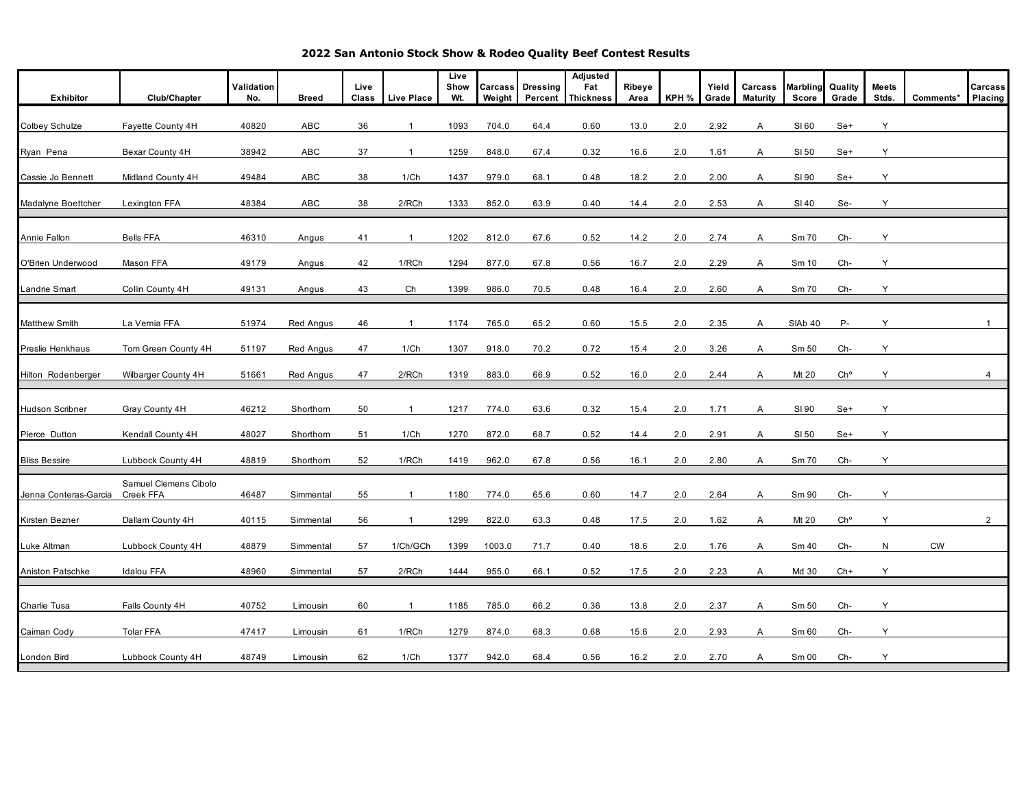# 2022 San Antonio Stock Show & Rodeo Quality Beef Contest Results

| Exhibitor | Club/Chapter | Validation No. | Breed | Live Class | Live Place | Live Show Wt. | Carcass Weight | Dressing Percent | Adjusted Fat Thickness | Ribeye Area | KPH % | Yield Grade | Carcass Maturity | Marbling Score | Quality Grade | Meets Stds. | Comments* | Carcass Placing |
|---|---|---|---|---|---|---|---|---|---|---|---|---|---|---|---|---|---|---|
| Colbey Schulze | Fayette County 4H | 40820 | ABC | 36 | 1 | 1093 | 704.0 | 64.4 | 0.60 | 13.0 | 2.0 | 2.92 | A | Sl 60 | Se+ | Y | | |
| Ryan Pena | Bexar County 4H | 38942 | ABC | 37 | 1 | 1259 | 848.0 | 67.4 | 0.32 | 16.6 | 2.0 | 1.61 | A | Sl 50 | Se+ | Y | | |
| Cassie Jo Bennett | Midland County 4H | 49484 | ABC | 38 | 1/Ch | 1437 | 979.0 | 68.1 | 0.48 | 18.2 | 2.0 | 2.00 | A | Sl 90 | Se+ | Y | | |
| Madalyne Boettcher | Lexington FFA | 48384 | ABC | 38 | 2/RCh | 1333 | 852.0 | 63.9 | 0.40 | 14.4 | 2.0 | 2.53 | A | Sl 40 | Se- | Y | | |
| Annie Fallon | Bells FFA | 46310 | Angus | 41 | 1 | 1202 | 812.0 | 67.6 | 0.52 | 14.2 | 2.0 | 2.74 | A | Sm 70 | Ch- | Y | | |
| O'Brien Underwood | Mason FFA | 49179 | Angus | 42 | 1/RCh | 1294 | 877.0 | 67.8 | 0.56 | 16.7 | 2.0 | 2.29 | A | Sm 10 | Ch- | Y | | |
| Landrie Smart | Collin County 4H | 49131 | Angus | 43 | Ch | 1399 | 986.0 | 70.5 | 0.48 | 16.4 | 2.0 | 2.60 | A | Sm 70 | Ch- | Y | | |
| Matthew Smith | La Vernia FFA | 51974 | Red Angus | 46 | 1 | 1174 | 765.0 | 65.2 | 0.60 | 15.5 | 2.0 | 2.35 | A | SlAb 40 | P- | Y | | 1 |
| Preslie Henkhaus | Tom Green County 4H | 51197 | Red Angus | 47 | 1/Ch | 1307 | 918.0 | 70.2 | 0.72 | 15.4 | 2.0 | 3.26 | A | Sm 50 | Ch- | Y | | |
| Hilton Rodenberger | Wilbarger County 4H | 51661 | Red Angus | 47 | 2/RCh | 1319 | 883.0 | 66.9 | 0.52 | 16.0 | 2.0 | 2.44 | A | Mt 20 | Ch° | Y | | 4 |
| Hudson Scribner | Gray County 4H | 46212 | Shorthorn | 50 | 1 | 1217 | 774.0 | 63.6 | 0.32 | 15.4 | 2.0 | 1.71 | A | Sl 90 | Se+ | Y | | |
| Pierce Dutton | Kendall County 4H | 48027 | Shorthorn | 51 | 1/Ch | 1270 | 872.0 | 68.7 | 0.52 | 14.4 | 2.0 | 2.91 | A | Sl 50 | Se+ | Y | | |
| Bliss Bessire | Lubbock County 4H | 48819 | Shorthorn | 52 | 1/RCh | 1419 | 962.0 | 67.8 | 0.56 | 16.1 | 2.0 | 2.80 | A | Sm 70 | Ch- | Y | | |
| Jenna Conteras-Garcia | Samuel Clemens Cibolo Creek FFA | 46487 | Simmental | 55 | 1 | 1180 | 774.0 | 65.6 | 0.60 | 14.7 | 2.0 | 2.64 | A | Sm 90 | Ch- | Y | | |
| Kirsten Bezner | Dallam County 4H | 40115 | Simmental | 56 | 1 | 1299 | 822.0 | 63.3 | 0.48 | 17.5 | 2.0 | 1.62 | A | Mt 20 | Ch° | Y | | 2 |
| Luke Altman | Lubbock County 4H | 48879 | Simmental | 57 | 1/Ch/GCh | 1399 | 1003.0 | 71.7 | 0.40 | 18.6 | 2.0 | 1.76 | A | Sm 40 | Ch- | N | CW | |
| Aniston Patschke | Idalou FFA | 48960 | Simmental | 57 | 2/RCh | 1444 | 955.0 | 66.1 | 0.52 | 17.5 | 2.0 | 2.23 | A | Md 30 | Ch+ | Y | | |
| Charlie Tusa | Falls County 4H | 40752 | Limousin | 60 | 1 | 1185 | 785.0 | 66.2 | 0.36 | 13.8 | 2.0 | 2.37 | A | Sm 50 | Ch- | Y | | |
| Caiman Cody | Tolar FFA | 47417 | Limousin | 61 | 1/RCh | 1279 | 874.0 | 68.3 | 0.68 | 15.6 | 2.0 | 2.93 | A | Sm 60 | Ch- | Y | | |
| London Bird | Lubbock County 4H | 48749 | Limousin | 62 | 1/Ch | 1377 | 942.0 | 68.4 | 0.56 | 16.2 | 2.0 | 2.70 | A | Sm 00 | Ch- | Y | | |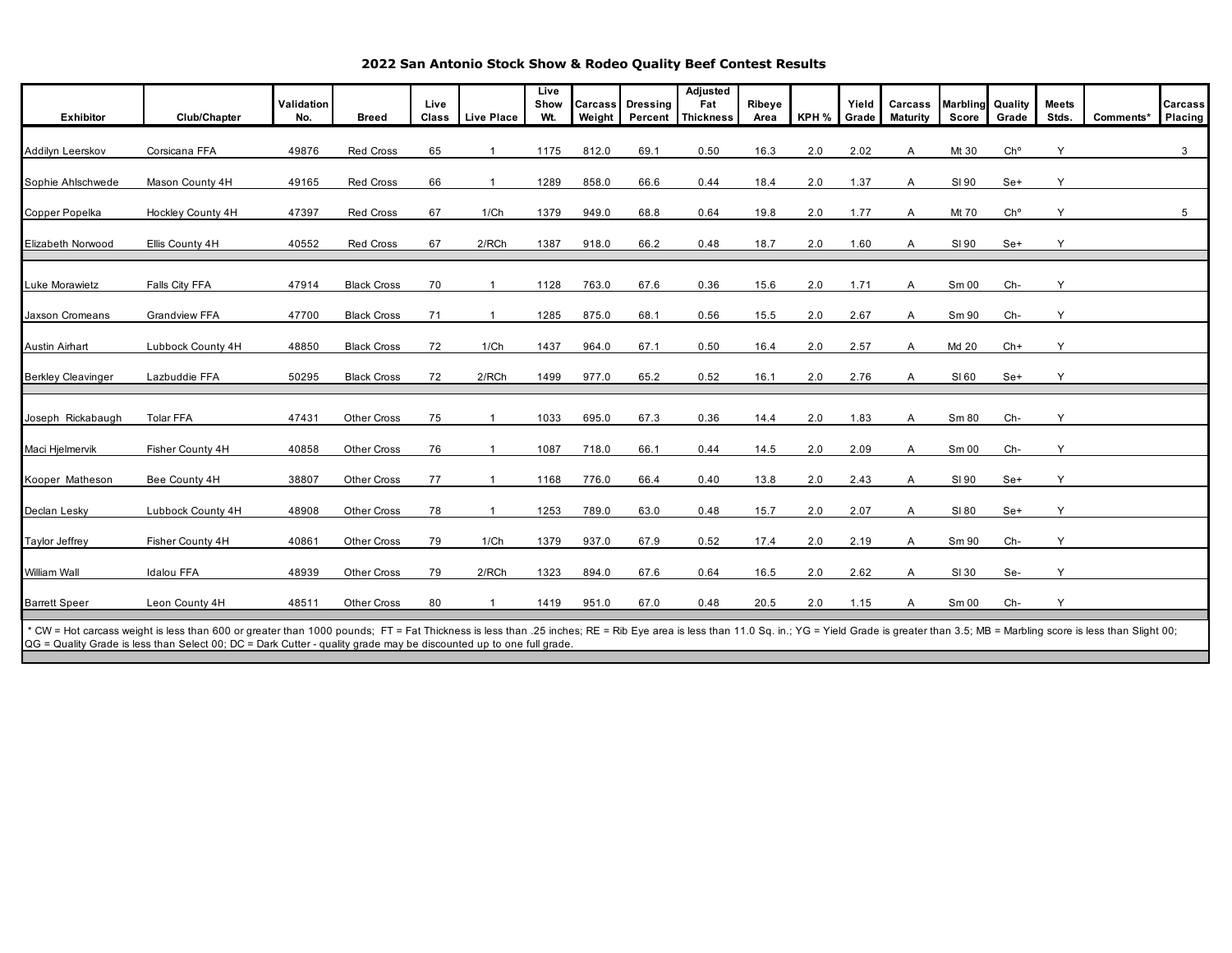## 2022 San Antonio Stock Show & Rodeo Quality Beef Contest Results

| Exhibitor | Club/Chapter | Validation No. | Breed | Live Class | Live Place | Live Show Wt. | Carcass Weight | Dressing Percent | Adjusted Fat Thickness | Ribeye Area | KPH % | Yield Grade | Carcass Maturity | Marbling Score | Quality Grade | Meets Stds. | Comments* | Carcass Placing |
|---|---|---|---|---|---|---|---|---|---|---|---|---|---|---|---|---|---|---|
| Addilyn Leerskov | Corsicana FFA | 49876 | Red Cross | 65 | 1 | 1175 | 812.0 | 69.1 | 0.50 | 16.3 | 2.0 | 2.02 | A | Mt 30 | Ch° | Y | | 3 |
| Sophie Ahlschwede | Mason County 4H | 49165 | Red Cross | 66 | 1 | 1289 | 858.0 | 66.6 | 0.44 | 18.4 | 2.0 | 1.37 | A | Sl 90 | Se+ | Y | | |
| Copper Popelka | Hockley County 4H | 47397 | Red Cross | 67 | 1/Ch | 1379 | 949.0 | 68.8 | 0.64 | 19.8 | 2.0 | 1.77 | A | Mt 70 | Ch° | Y | | 5 |
| Elizabeth Norwood | Ellis County 4H | 40552 | Red Cross | 67 | 2/RCh | 1387 | 918.0 | 66.2 | 0.48 | 18.7 | 2.0 | 1.60 | A | Sl 90 | Se+ | Y | | |
| Luke Morawietz | Falls City FFA | 47914 | Black Cross | 70 | 1 | 1128 | 763.0 | 67.6 | 0.36 | 15.6 | 2.0 | 1.71 | A | Sm 00 | Ch- | Y | | |
| Jaxson Cromeans | Grandview FFA | 47700 | Black Cross | 71 | 1 | 1285 | 875.0 | 68.1 | 0.56 | 15.5 | 2.0 | 2.67 | A | Sm 90 | Ch- | Y | | |
| Austin Airhart | Lubbock County 4H | 48850 | Black Cross | 72 | 1/Ch | 1437 | 964.0 | 67.1 | 0.50 | 16.4 | 2.0 | 2.57 | A | Md 20 | Ch+ | Y | | |
| Berkley Cleavinger | Lazbuddie FFA | 50295 | Black Cross | 72 | 2/RCh | 1499 | 977.0 | 65.2 | 0.52 | 16.1 | 2.0 | 2.76 | A | Sl 60 | Se+ | Y | | |
| Joseph Rickabaugh | Tolar FFA | 47431 | Other Cross | 75 | 1 | 1033 | 695.0 | 67.3 | 0.36 | 14.4 | 2.0 | 1.83 | A | Sm 80 | Ch- | Y | | |
| Maci Hjelmervik | Fisher County 4H | 40858 | Other Cross | 76 | 1 | 1087 | 718.0 | 66.1 | 0.44 | 14.5 | 2.0 | 2.09 | A | Sm 00 | Ch- | Y | | |
| Kooper Matheson | Bee County 4H | 38807 | Other Cross | 77 | 1 | 1168 | 776.0 | 66.4 | 0.40 | 13.8 | 2.0 | 2.43 | A | Sl 90 | Se+ | Y | | |
| Declan Lesky | Lubbock County 4H | 48908 | Other Cross | 78 | 1 | 1253 | 789.0 | 63.0 | 0.48 | 15.7 | 2.0 | 2.07 | A | Sl 80 | Se+ | Y | | |
| Taylor Jeffrey | Fisher County 4H | 40861 | Other Cross | 79 | 1/Ch | 1379 | 937.0 | 67.9 | 0.52 | 17.4 | 2.0 | 2.19 | A | Sm 90 | Ch- | Y | | |
| William Wall | Idalou FFA | 48939 | Other Cross | 79 | 2/RCh | 1323 | 894.0 | 67.6 | 0.64 | 16.5 | 2.0 | 2.62 | A | Sl 30 | Se- | Y | | |
| Barrett Speer | Leon County 4H | 48511 | Other Cross | 80 | 1 | 1419 | 951.0 | 67.0 | 0.48 | 20.5 | 2.0 | 1.15 | A | Sm 00 | Ch- | Y | | |

* CW = Hot carcass weight is less than 600 or greater than 1000 pounds; FT = Fat Thickness is less than .25 inches; RE = Rib Eye area is less than 11.0 Sq. in.; YG = Yield Grade is greater than 3.5; MB = Marbling score is less than Slight 00; QG = Quality Grade is less than Select 00; DC = Dark Cutter - quality grade may be discounted up to one full grade.